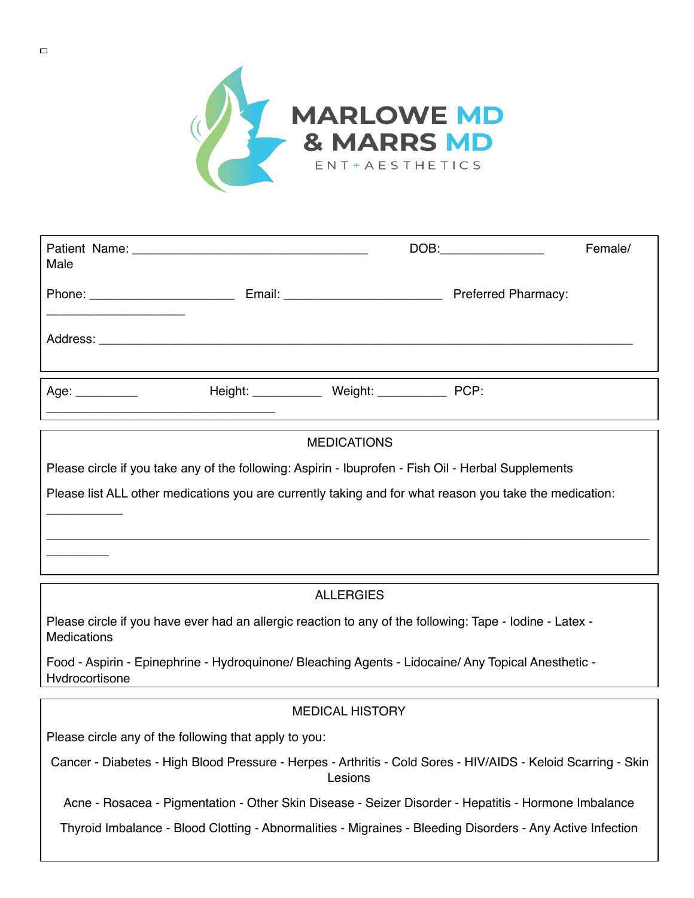MARLOWE MD
& MARRS MD
ENT + AESTHETICS

Patient Name: ___________________________________ DOB:_______________ Female/ Male

Phone: _____________________ Email: _______________________ Preferred Pharmacy: ____________________

Address: _______________________________________________________________________________

Age: _________ Height: __________ Weight: __________ PCP: _________________________________

## MEDICATIONS

Please circle if you take any of the following: Aspirin - Ibuprofen - Fish Oil - Herbal Supplements

Please list ALL other medications you are currently taking and for what reason you take the medication: ___________

_______________________________________________________________________________________ _________

## ALLERGIES

Please circle if you have ever had an allergic reaction to any of the following: Tape - Iodine - Latex - Medications

Food - Aspirin - Epinephrine - Hydroquinone/ Bleaching Agents - Lidocaine/ Any Topical Anesthetic - Hydrocortisone

## MEDICAL HISTORY

Please circle any of the following that apply to you:

Cancer - Diabetes - High Blood Pressure - Herpes - Arthritis - Cold Sores - HIV/AIDS - Keloid Scarring - Skin Lesions

Acne - Rosacea - Pigmentation - Other Skin Disease - Seizer Disorder - Hepatitis - Hormone Imbalance

Thyroid Imbalance - Blood Clotting - Abnormalities - Migraines - Bleeding Disorders - Any Active Infection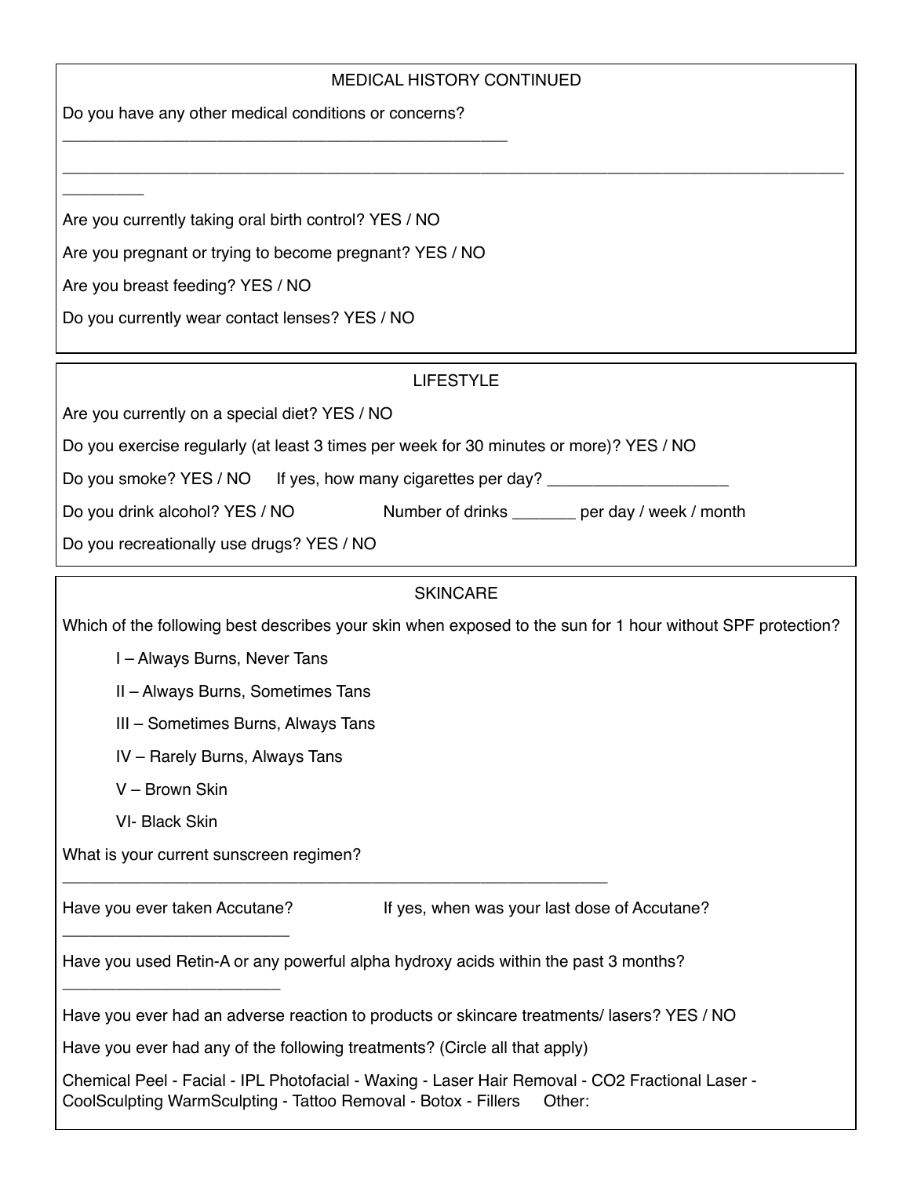## MEDICAL HISTORY CONTINUED

Do you have any other medical conditions or concerns? ___________________________________________________

_________________________________________________________________________________________________________

Are you currently taking oral birth control? YES / NO

Are you pregnant or trying to become pregnant? YES / NO

Are you breast feeding? YES / NO

Do you currently wear contact lenses? YES / NO

## LIFESTYLE

Are you currently on a special diet? YES / NO

Do you exercise regularly (at least 3 times per week for 30 minutes or more)? YES / NO

Do you smoke? YES / NO    If yes, how many cigarettes per day? ____________________

Do you drink alcohol? YES / NO    Number of drinks _______ per day / week / month

Do you recreationally use drugs? YES / NO

## SKINCARE

Which of the following best describes your skin when exposed to the sun for 1 hour without SPF protection?

- I – Always Burns, Never Tans
- II – Always Burns, Sometimes Tans
- III – Sometimes Burns, Always Tans
- IV – Rarely Burns, Always Tans
- V – Brown Skin
- VI- Black Skin

What is your current sunscreen regimen? ______________________________________________________________

Have you ever taken Accutane?    If yes, when was your last dose of Accutane? _________________________

Have you used Retin-A or any powerful alpha hydroxy acids within the past 3 months? ________________________

Have you ever had an adverse reaction to products or skincare treatments/ lasers? YES / NO

Have you ever had any of the following treatments? (Circle all that apply)

Chemical Peel - Facial - IPL Photofacial - Waxing - Laser Hair Removal - CO2 Fractional Laser - CoolSculpting WarmSculpting - Tattoo Removal - Botox - Fillers    Other: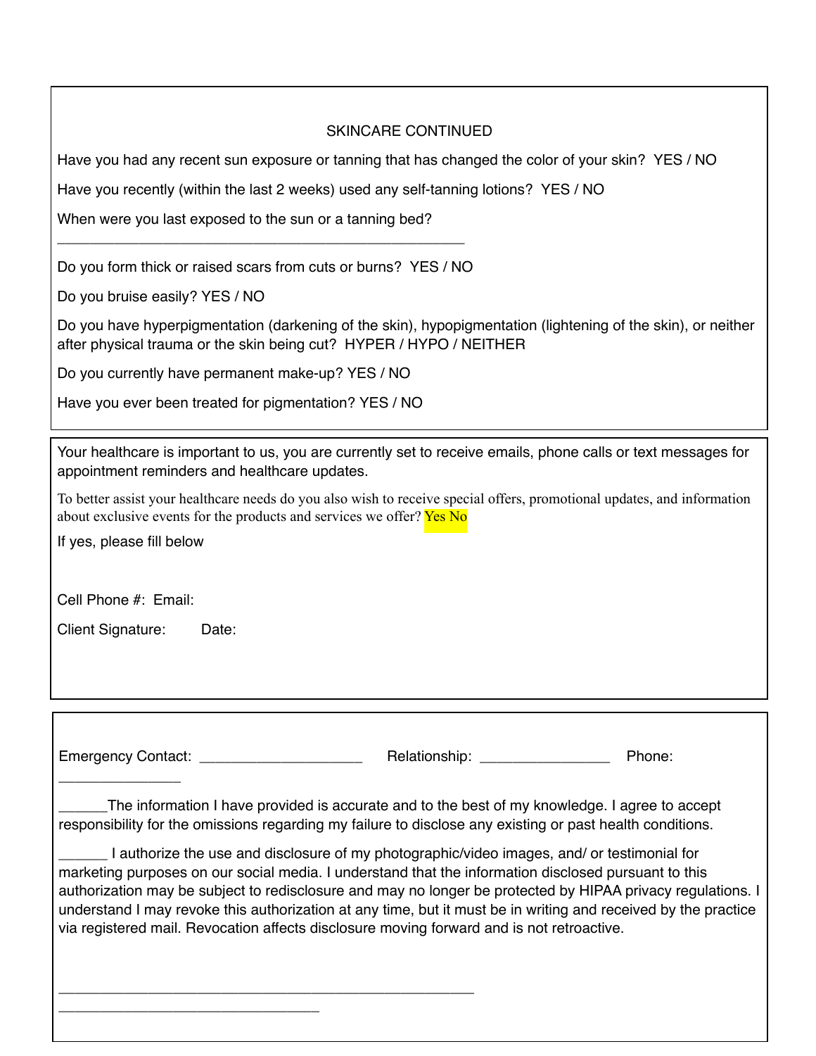## SKINCARE CONTINUED

Have you had any recent sun exposure or tanning that has changed the color of your skin? YES / NO

Have you recently (within the last 2 weeks) used any self-tanning lotions? YES / NO

When were you last exposed to the sun or a tanning bed?
_______________________________________________

Do you form thick or raised scars from cuts or burns? YES / NO

Do you bruise easily? YES / NO

Do you have hyperpigmentation (darkening of the skin), hypopigmentation (lightening of the skin), or neither after physical trauma or the skin being cut? HYPER / HYPO / NEITHER

Do you currently have permanent make-up? YES / NO

Have you ever been treated for pigmentation? YES / NO

---

Your healthcare is important to us, you are currently set to receive emails, phone calls or text messages for appointment reminders and healthcare updates.

To better assist your healthcare needs do you also wish to receive special offers, promotional updates, and information about exclusive events for the products and services we offer? Yes No

If yes, please fill below

Cell Phone #: Email:

Client Signature: Date:

---

Emergency Contact: ____________________ Relationship: ________________ Phone: _______________

______The information I have provided is accurate and to the best of my knowledge. I agree to accept responsibility for the omissions regarding my failure to disclose any existing or past health conditions.

______ I authorize the use and disclosure of my photographic/video images, and/ or testimonial for marketing purposes on our social media. I understand that the information disclosed pursuant to this authorization may be subject to redisclosure and may no longer be protected by HIPAA privacy regulations. I understand I may revoke this authorization at any time, but it must be in writing and received by the practice via registered mail. Revocation affects disclosure moving forward and is not retroactive.

_______________________________________________

______________________________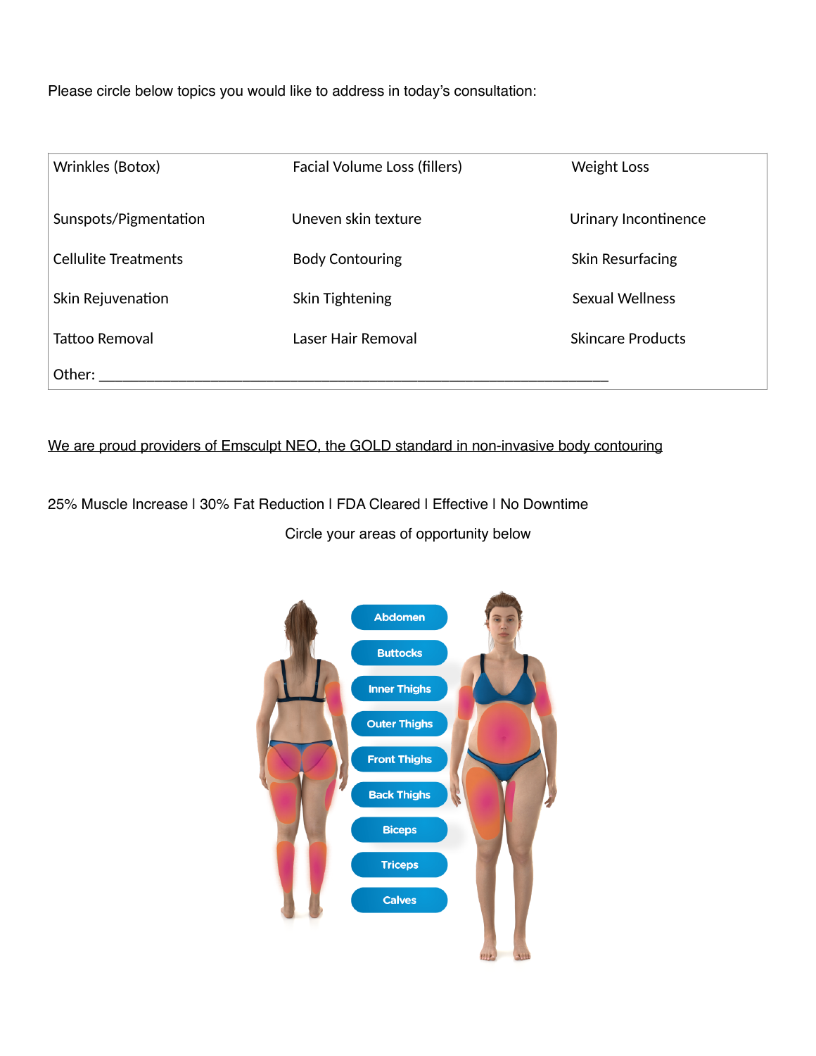Please circle below topics you would like to address in today's consultation:

| | | |
|---|---|---|
| Wrinkles (Botox) | Facial Volume Loss (fillers) | Weight Loss |
| Sunspots/Pigmentation | Uneven skin texture | Urinary Incontinence |
| Cellulite Treatments | Body Contouring | Skin Resurfacing |
| Skin Rejuvenation | Skin Tightening | Sexual Wellness |
| Tattoo Removal | Laser Hair Removal | Skincare Products |
| Other: ______________________________________________________________ | | |

We are proud providers of Emsculpt NEO, the GOLD standard in non-invasive body contouring

25% Muscle Increase | 30% Fat Reduction | FDA Cleared | Effective | No Downtime

Circle your areas of opportunity below

Abdomen

Buttocks

Inner Thighs

Outer Thighs

Front Thighs

Back Thighs

Biceps

Triceps

Calves